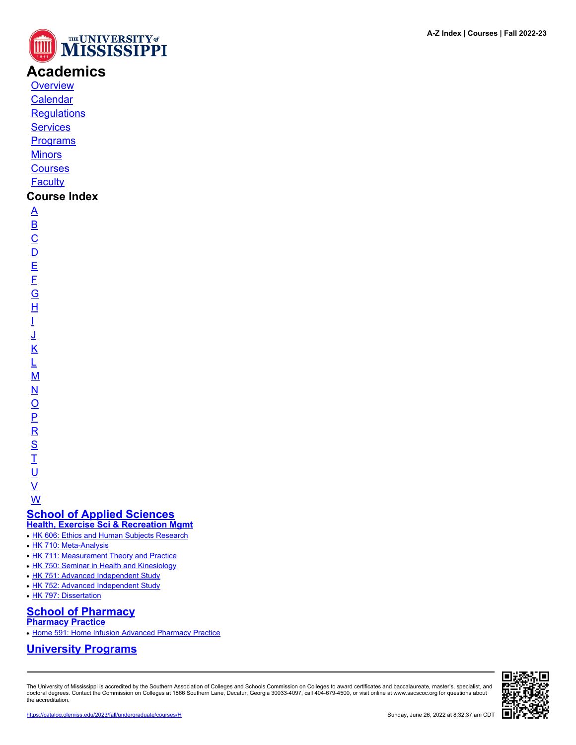# Academics

- [Overview]
- [Calendar]
- [Regulations]
- [Services]
- [Programs]
- [Minors]
- [Courses]
- [Faculty]

## Course Index

- A
- B
- C
- D
- E
- F
- G
- H
- I
- J
- K
- L
- M
- N
- O
- P
- R
- S
- T
- U
- V
- W

## School of Applied Sciences

### Health, Exercise Sci & Recreation Mgmt

- HK 606: Ethics and Human Subjects Research
- HK 710: Meta-Analysis
- HK 711: Measurement Theory and Practice
- HK 750: Seminar in Health and Kinesiology
- HK 751: Advanced Independent Study
- HK 752: Advanced Independent Study
- HK 797: Dissertation

## School of Pharmacy

### Pharmacy Practice

- Home 591: Home Infusion Advanced Pharmacy Practice

## University Programs

The University of Mississippi is accredited by the Southern Association of Colleges and Schools Commission on Colleges to award certificates and baccalaureate, master's, specialist, and doctoral degrees. Contact the Commission on Colleges at 1866 Southern Lane, Decatur, Georgia 30033-4097, call 404-679-4500, or visit online at www.sacscoc.org for questions about the accreditation.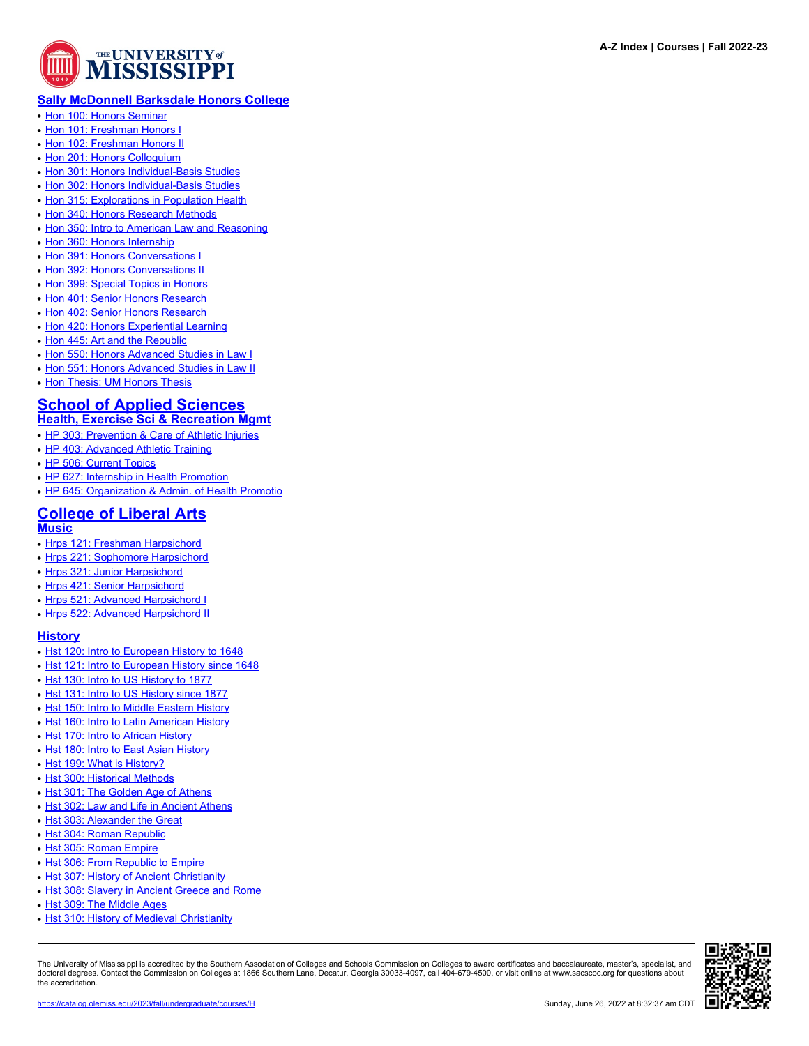## Sally McDonnell Barksdale Honors College

- Hon 100: Honors Seminar
- Hon 101: Freshman Honors I
- Hon 102: Freshman Honors II
- Hon 201: Honors Colloquium
- Hon 301: Honors Individual-Basis Studies
- Hon 302: Honors Individual-Basis Studies
- Hon 315: Explorations in Population Health
- Hon 340: Honors Research Methods
- Hon 350: Intro to American Law and Reasoning
- Hon 360: Honors Internship
- Hon 391: Honors Conversations I
- Hon 392: Honors Conversations II
- Hon 399: Special Topics in Honors
- Hon 401: Senior Honors Research
- Hon 402: Senior Honors Research
- Hon 420: Honors Experiential Learning
- Hon 445: Art and the Republic
- Hon 550: Honors Advanced Studies in Law I
- Hon 551: Honors Advanced Studies in Law II
- Hon Thesis: UM Honors Thesis

# School of Applied Sciences

## Health, Exercise Sci & Recreation Mgmt

- HP 303: Prevention & Care of Athletic Injuries
- HP 403: Advanced Athletic Training
- HP 506: Current Topics
- HP 627: Internship in Health Promotion
- HP 645: Organization & Admin. of Health Promotio

# College of Liberal Arts

## Music

- Hrps 121: Freshman Harpsichord
- Hrps 221: Sophomore Harpsichord
- Hrps 321: Junior Harpsichord
- Hrps 421: Senior Harpsichord
- Hrps 521: Advanced Harpsichord I
- Hrps 522: Advanced Harpsichord II

## History

- Hst 120: Intro to European History to 1648
- Hst 121: Intro to European History since 1648
- Hst 130: Intro to US History to 1877
- Hst 131: Intro to US History since 1877
- Hst 150: Intro to Middle Eastern History
- Hst 160: Intro to Latin American History
- Hst 170: Intro to African History
- Hst 180: Intro to East Asian History
- Hst 199: What is History?
- Hst 300: Historical Methods
- Hst 301: The Golden Age of Athens
- Hst 302: Law and Life in Ancient Athens
- Hst 303: Alexander the Great
- Hst 304: Roman Republic
- Hst 305: Roman Empire
- Hst 306: From Republic to Empire
- Hst 307: History of Ancient Christianity
- Hst 308: Slavery in Ancient Greece and Rome
- Hst 309: The Middle Ages
- Hst 310: History of Medieval Christianity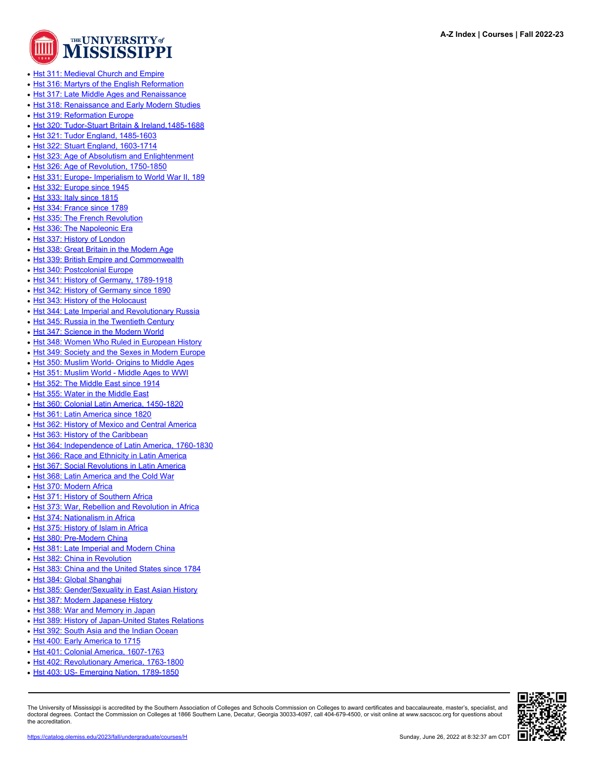- Hst 311: Medieval Church and Empire
- Hst 316: Martyrs of the English Reformation
- Hst 317: Late Middle Ages and Renaissance
- Hst 318: Renaissance and Early Modern Studies
- Hst 319: Reformation Europe
- Hst 320: Tudor-Stuart Britain & Ireland,1485-1688
- Hst 321: Tudor England, 1485-1603
- Hst 322: Stuart England, 1603-1714
- Hst 323: Age of Absolutism and Enlightenment
- Hst 326: Age of Revolution, 1750-1850
- Hst 331: Europe- Imperialism to World War II, 189
- Hst 332: Europe since 1945
- Hst 333: Italy since 1815
- Hst 334: France since 1789
- Hst 335: The French Revolution
- Hst 336: The Napoleonic Era
- Hst 337: History of London
- Hst 338: Great Britain in the Modern Age
- Hst 339: British Empire and Commonwealth
- Hst 340: Postcolonial Europe
- Hst 341: History of Germany, 1789-1918
- Hst 342: History of Germany since 1890
- Hst 343: History of the Holocaust
- Hst 344: Late Imperial and Revolutionary Russia
- Hst 345: Russia in the Twentieth Century
- Hst 347: Science in the Modern World
- Hst 348: Women Who Ruled in European History
- Hst 349: Society and the Sexes in Modern Europe
- Hst 350: Muslim World- Origins to Middle Ages
- Hst 351: Muslim World - Middle Ages to WWI
- Hst 352: The Middle East since 1914
- Hst 355: Water in the Middle East
- Hst 360: Colonial Latin America, 1450-1820
- Hst 361: Latin America since 1820
- Hst 362: History of Mexico and Central America
- Hst 363: History of the Caribbean
- Hst 364: Independence of Latin America, 1760-1830
- Hst 366: Race and Ethnicity in Latin America
- Hst 367: Social Revolutions in Latin America
- Hst 368: Latin America and the Cold War
- Hst 370: Modern Africa
- Hst 371: History of Southern Africa
- Hst 373: War, Rebellion and Revolution in Africa
- Hst 374: Nationalism in Africa
- Hst 375: History of Islam in Africa
- Hst 380: Pre-Modern China
- Hst 381: Late Imperial and Modern China
- Hst 382: China in Revolution
- Hst 383: China and the United States since 1784
- Hst 384: Global Shanghai
- Hst 385: Gender/Sexuality in East Asian History
- Hst 387: Modern Japanese History
- Hst 388: War and Memory in Japan
- Hst 389: History of Japan-United States Relations
- Hst 392: South Asia and the Indian Ocean
- Hst 400: Early America to 1715
- Hst 401: Colonial America, 1607-1763
- Hst 402: Revolutionary America, 1763-1800
- Hst 403: US- Emerging Nation, 1789-1850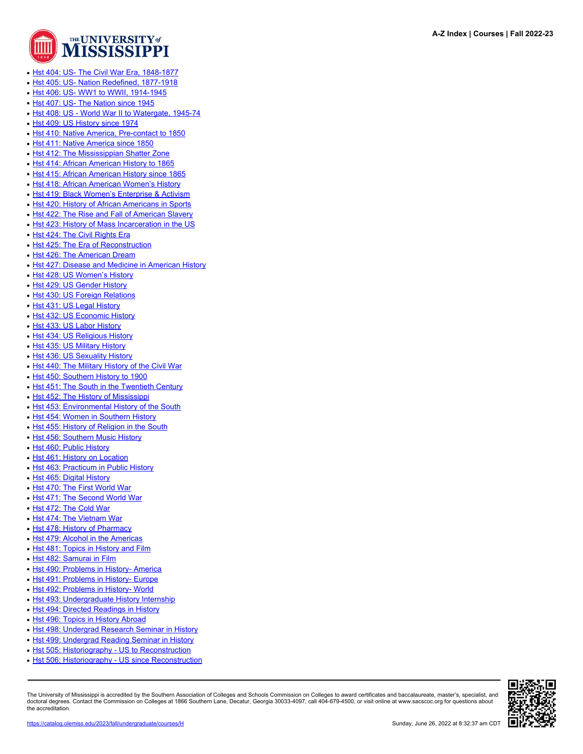- [Hst 404: US- The Civil War Era, 1848-1877]
- [Hst 405: US- Nation Redefined, 1877-1918]
- [Hst 406: US- WW1 to WWII, 1914-1945]
- [Hst 407: US- The Nation since 1945]
- [Hst 408: US - World War II to Watergate, 1945-74]
- [Hst 409: US History since 1974]
- [Hst 410: Native America, Pre-contact to 1850]
- [Hst 411: Native America since 1850]
- [Hst 412: The Mississippian Shatter Zone]
- [Hst 414: African American History to 1865]
- [Hst 415: African American History since 1865]
- [Hst 418: African American Women's History]
- [Hst 419: Black Women's Enterprise & Activism]
- [Hst 420: History of African Americans in Sports]
- [Hst 422: The Rise and Fall of American Slavery]
- [Hst 423: History of Mass Incarceration in the US]
- [Hst 424: The Civil Rights Era]
- [Hst 425: The Era of Reconstruction]
- [Hst 426: The American Dream]
- [Hst 427: Disease and Medicine in American History]
- [Hst 428: US Women's History]
- [Hst 429: US Gender History]
- [Hst 430: US Foreign Relations]
- [Hst 431: US Legal History]
- [Hst 432: US Economic History]
- [Hst 433: US Labor History]
- [Hst 434: US Religious History]
- [Hst 435: US Military History]
- [Hst 436: US Sexuality History]
- [Hst 440: The Military History of the Civil War]
- [Hst 450: Southern History to 1900]
- [Hst 451: The South in the Twentieth Century]
- [Hst 452: The History of Mississippi]
- [Hst 453: Environmental History of the South]
- [Hst 454: Women in Southern History]
- [Hst 455: History of Religion in the South]
- [Hst 456: Southern Music History]
- [Hst 460: Public History]
- [Hst 461: History on Location]
- [Hst 463: Practicum in Public History]
- [Hst 465: Digital History]
- [Hst 470: The First World War]
- [Hst 471: The Second World War]
- [Hst 472: The Cold War]
- [Hst 474: The Vietnam War]
- [Hst 478: History of Pharmacy]
- [Hst 479: Alcohol in the Americas]
- [Hst 481: Topics in History and Film]
- [Hst 482: Samurai in Film]
- [Hst 490: Problems in History- America]
- [Hst 491: Problems in History- Europe]
- [Hst 492: Problems in History- World]
- [Hst 493: Undergraduate History Internship]
- [Hst 494: Directed Readings in History]
- [Hst 496: Topics in History Abroad]
- [Hst 498: Undergrad Research Seminar in History]
- [Hst 499: Undergrad Reading Seminar in History]
- [Hst 505: Historiography - US to Reconstruction]
- [Hst 506: Historiography - US since Reconstruction]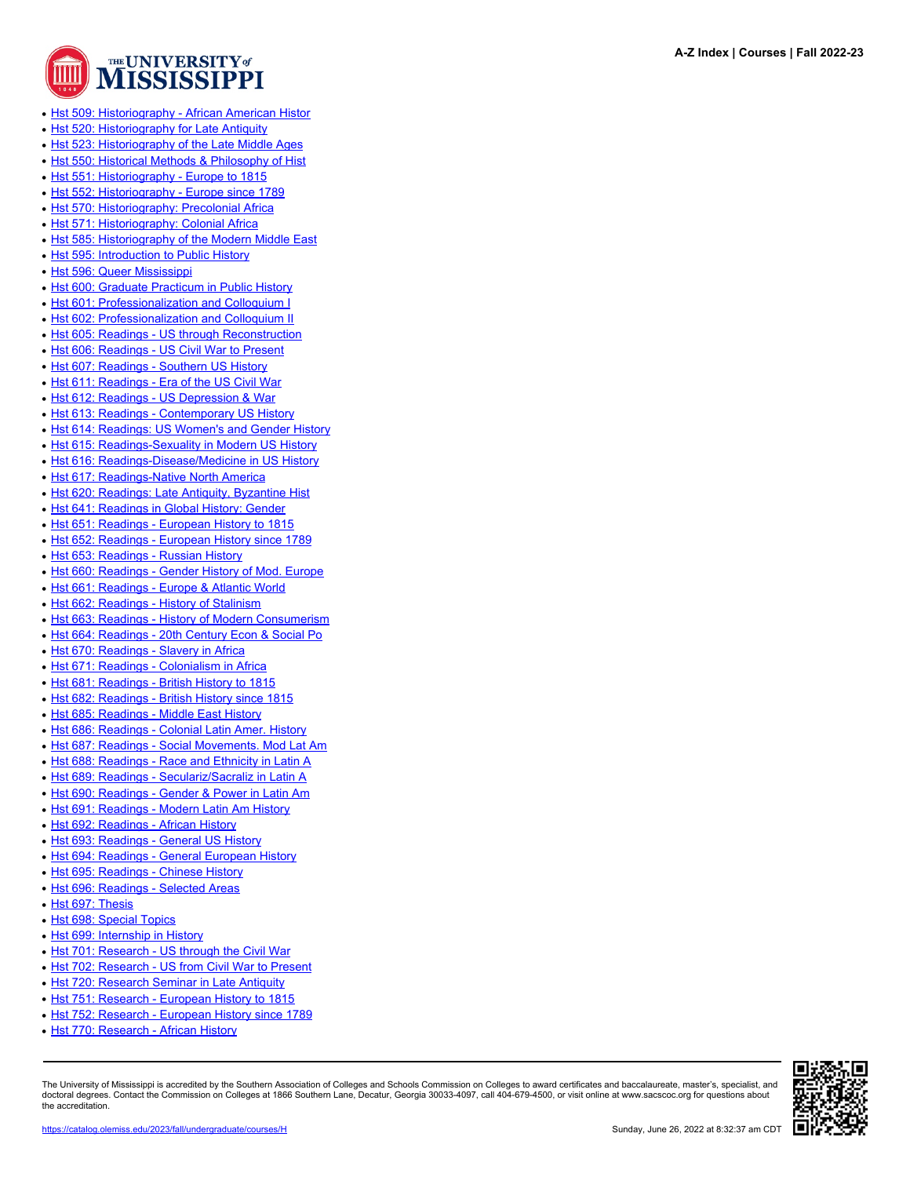- [Hst 509: Historiography - African American Histor]
- [Hst 520: Historiography for Late Antiquity]
- [Hst 523: Historiography of the Late Middle Ages]
- [Hst 550: Historical Methods & Philosophy of Hist]
- [Hst 551: Historiography - Europe to 1815]
- [Hst 552: Historiography - Europe since 1789]
- [Hst 570: Historiography: Precolonial Africa]
- [Hst 571: Historiography: Colonial Africa]
- [Hst 585: Historiography of the Modern Middle East]
- [Hst 595: Introduction to Public History]
- [Hst 596: Queer Mississippi]
- [Hst 600: Graduate Practicum in Public History]
- [Hst 601: Professionalization and Colloquium I]
- [Hst 602: Professionalization and Colloquium II]
- [Hst 605: Readings - US through Reconstruction]
- [Hst 606: Readings - US Civil War to Present]
- [Hst 607: Readings - Southern US History]
- [Hst 611: Readings - Era of the US Civil War]
- [Hst 612: Readings - US Depression & War]
- [Hst 613: Readings - Contemporary US History]
- [Hst 614: Readings: US Women's and Gender History]
- [Hst 615: Readings-Sexuality in Modern US History]
- [Hst 616: Readings-Disease/Medicine in US History]
- [Hst 617: Readings-Native North America]
- [Hst 620: Readings: Late Antiquity, Byzantine Hist]
- [Hst 641: Readings in Global History: Gender]
- [Hst 651: Readings - European History to 1815]
- [Hst 652: Readings - European History since 1789]
- [Hst 653: Readings - Russian History]
- [Hst 660: Readings - Gender History of Mod. Europe]
- [Hst 661: Readings - Europe & Atlantic World]
- [Hst 662: Readings - History of Stalinism]
- [Hst 663: Readings - History of Modern Consumerism]
- [Hst 664: Readings - 20th Century Econ & Social Po]
- [Hst 670: Readings - Slavery in Africa]
- [Hst 671: Readings - Colonialism in Africa]
- [Hst 681: Readings - British History to 1815]
- [Hst 682: Readings - British History since 1815]
- [Hst 685: Readings - Middle East History]
- [Hst 686: Readings - Colonial Latin Amer. History]
- [Hst 687: Readings - Social Movements, Mod Lat Am]
- [Hst 688: Readings - Race and Ethnicity in Latin A]
- [Hst 689: Readings - Seculariz/Sacraliz in Latin A]
- [Hst 690: Readings - Gender & Power in Latin Am]
- [Hst 691: Readings - Modern Latin Am History]
- [Hst 692: Readings - African History]
- [Hst 693: Readings - General US History]
- [Hst 694: Readings - General European History]
- [Hst 695: Readings - Chinese History]
- [Hst 696: Readings - Selected Areas]
- [Hst 697: Thesis]
- [Hst 698: Special Topics]
- [Hst 699: Internship in History]
- [Hst 701: Research - US through the Civil War]
- [Hst 702: Research - US from Civil War to Present]
- [Hst 720: Research Seminar in Late Antiquity]
- [Hst 751: Research - European History to 1815]
- [Hst 752: Research - European History since 1789]
- [Hst 770: Research - African History]

The University of Mississippi is accredited by the Southern Association of Colleges and Schools Commission on Colleges to award certificates and baccalaureate, master's, specialist, and doctoral degrees. Contact the Commission on Colleges at 1866 Southern Lane, Decatur, Georgia 30033-4097, call 404-679-4500, or visit online at www.sacscoc.org for questions about the accreditation.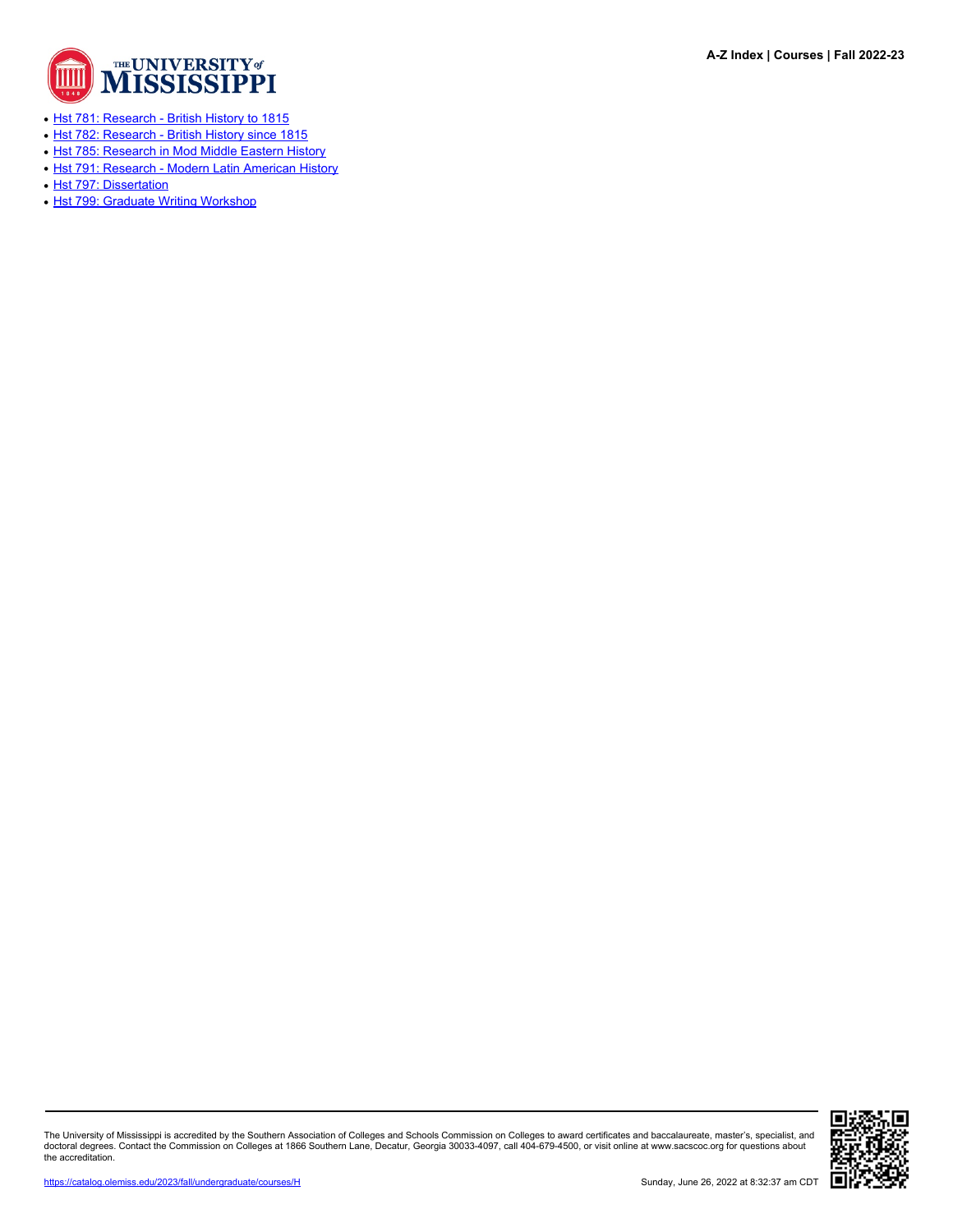- [Hst 781: Research - British History to 1815]
- [Hst 782: Research - British History since 1815]
- [Hst 785: Research in Mod Middle Eastern History]
- [Hst 791: Research - Modern Latin American History]
- [Hst 797: Dissertation]
- [Hst 799: Graduate Writing Workshop]

The University of Mississippi is accredited by the Southern Association of Colleges and Schools Commission on Colleges to award certificates and baccalaureate, master's, specialist, and doctoral degrees. Contact the Commission on Colleges at 1866 Southern Lane, Decatur, Georgia 30033-4097, call 404-679-4500, or visit online at www.sacscoc.org for questions about the accreditation.